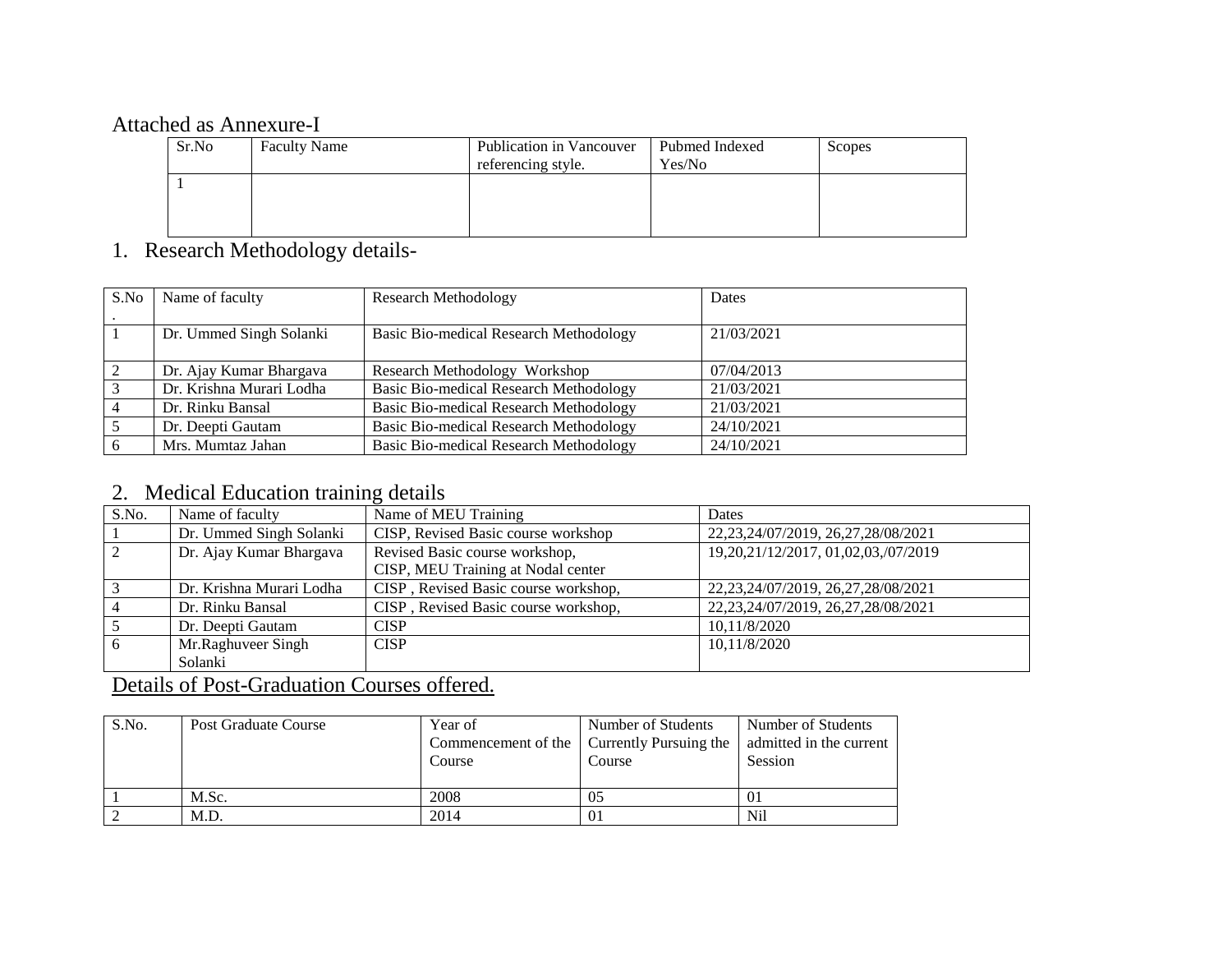Attached as Annexure-I

| Sr.No | Faculty Name | Publication in Vancouver referencing style. | Pubmed Indexed Yes/No | Scopes |
|---|---|---|---|---|
| 1 | | | | |

1. Research Methodology details-

| S.No. | Name of faculty | Research Methodology | Dates |
|---|---|---|---|
| 1 | Dr. Ummed Singh Solanki | Basic Bio-medical Research Methodology | 21/03/2021 |
| 2 | Dr. Ajay Kumar Bhargava | Research Methodology Workshop | 07/04/2013 |
| 3 | Dr. Krishna Murari Lodha | Basic Bio-medical Research Methodology | 21/03/2021 |
| 4 | Dr. Rinku Bansal | Basic Bio-medical Research Methodology | 21/03/2021 |
| 5 | Dr. Deepti Gautam | Basic Bio-medical Research Methodology | 24/10/2021 |
| 6 | Mrs. Mumtaz Jahan | Basic Bio-medical Research Methodology | 24/10/2021 |

2. Medical Education training details

| S.No. | Name of faculty | Name of MEU Training | Dates |
|---|---|---|---|
| 1 | Dr. Ummed Singh Solanki | CISP, Revised Basic course workshop | 22,23,24/07/2019, 26,27,28/08/2021 |
| 2 | Dr. Ajay Kumar Bhargava | Revised Basic course workshop, CISP, MEU Training at Nodal center | 19,20,21/12/2017, 01,02,03,/07/2019 |
| 3 | Dr. Krishna Murari Lodha | CISP , Revised Basic course workshop, | 22,23,24/07/2019, 26,27,28/08/2021 |
| 4 | Dr. Rinku Bansal | CISP , Revised Basic course workshop, | 22,23,24/07/2019, 26,27,28/08/2021 |
| 5 | Dr. Deepti Gautam | CISP | 10,11/8/2020 |
| 6 | Mr.Raghuveer Singh Solanki | CISP | 10,11/8/2020 |

Details of Post-Graduation Courses offered.

| S.No. | Post Graduate Course | Year of Commencement of the Course | Number of Students Currently Pursuing the Course | Number of Students admitted in the current Session |
|---|---|---|---|---|
| 1 | M.Sc. | 2008 | 05 | 01 |
| 2 | M.D. | 2014 | 01 | Nil |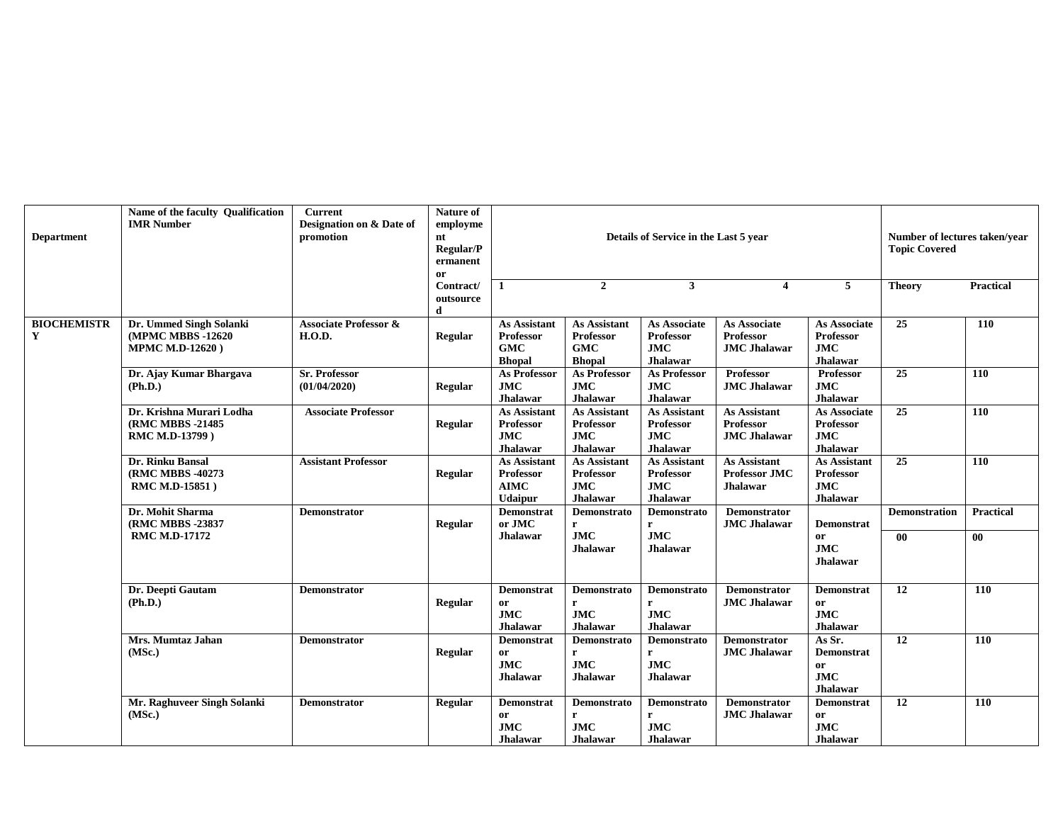| Department | Name of the faculty Qualification IMR Number | Current Designation on & Date of promotion | Nature of employment Regular/Permanent or Contract/ outsourced | Details of Service in the Last 5 year | | | | | Number of lectures taken/year Topic Covered | |
|---|---|---|---|---|---|---|---|---|---|---|
| | | | | 1 | 2 | 3 | 4 | 5 | Theory | Practical |
| BIOCHEMISTRY | Dr. Ummed Singh Solanki (MPMC MBBS -12620 MPMC M.D-12620 ) | Associate Professor & H.O.D. | Regular | As Assistant Professor GMC Bhopal | As Assistant Professor GMC Bhopal | As Associate Professor JMC Jhalawar | As Associate Professor JMC Jhalawar | As Associate Professor JMC Jhalawar | 25 | 110 |
| | Dr. Ajay Kumar Bhargava (Ph.D.) | Sr. Professor (01/04/2020) | Regular | As Professor JMC Jhalawar | As Professor JMC Jhalawar | As Professor JMC Jhalawar | Professor JMC Jhalawar | Professor JMC Jhalawar | 25 | 110 |
| | Dr. Krishna Murari Lodha (RMC MBBS -21485 RMC M.D-13799 ) | Associate Professor | Regular | As Assistant Professor JMC Jhalawar | As Assistant Professor JMC Jhalawar | As Assistant Professor JMC Jhalawar | As Assistant Professor JMC Jhalawar | As Associate Professor JMC Jhalawar | 25 | 110 |
| | Dr. Rinku Bansal (RMC MBBS -40273 RMC M.D-15851 ) | Assistant Professor | Regular | As Assistant Professor AIMC Udaipur | As Assistant Professor JMC Jhalawar | As Assistant Professor JMC Jhalawar | As Assistant Professor JMC Jhalawar | As Assistant Professor JMC Jhalawar | 25 | 110 |
| | Dr. Mohit Sharma (RMC MBBS -23837 RMC M.D-17172 | Demonstrator | Regular | Demonstrator JMC Jhalawar | Demonstrator JMC Jhalawar | Demonstrator JMC Jhalawar | Demonstrator JMC Jhalawar | Demonstrator JMC Jhalawar | Demonstration<br>00 | Practical<br>00 |
| | Dr. Deepti Gautam (Ph.D.) | Demonstrator | Regular | Demonstrator JMC Jhalawar | Demonstrator JMC Jhalawar | Demonstrator JMC Jhalawar | Demonstrator JMC Jhalawar | Demonstrator JMC Jhalawar | 12 | 110 |
| | Mrs. Mumtaz Jahan (MSc.) | Demonstrator | Regular | Demonstrator JMC Jhalawar | Demonstrator JMC Jhalawar | Demonstrator JMC Jhalawar | Demonstrator JMC Jhalawar | As Sr. Demonstrator JMC Jhalawar | 12 | 110 |
| | Mr. Raghuveer Singh Solanki (MSc.) | Demonstrator | Regular | Demonstrator JMC Jhalawar | Demonstrator JMC Jhalawar | Demonstrator JMC Jhalawar | Demonstrator JMC Jhalawar | Demonstrator JMC Jhalawar | 12 | 110 |